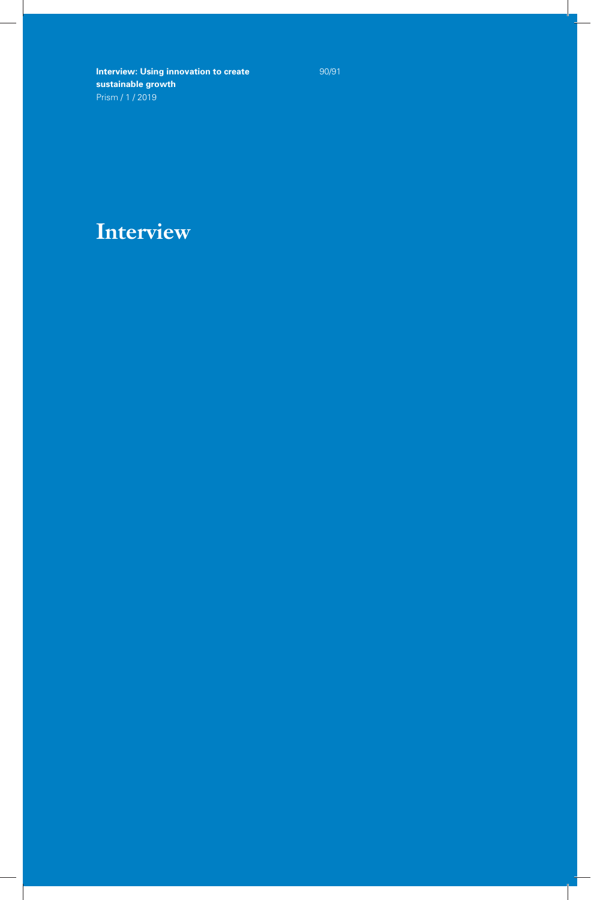# Interview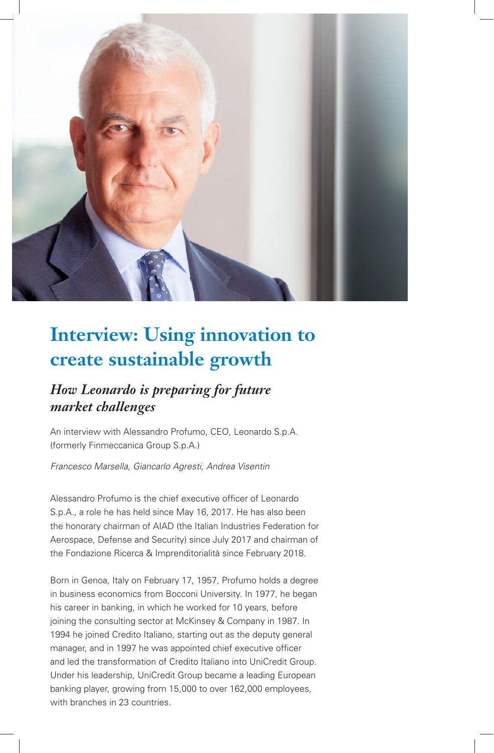# Interview: Using innovation to create sustainable growth

## *How Leonardo is preparing for future market challenges*

An interview with Alessandro Profumo, CEO, Leonardo S.p.A. (formerly Finmeccanica Group S.p.A.)

*Francesco Marsella, Giancarlo Agresti, Andrea Visentin*

Alessandro Profumo is the chief executive officer of Leonardo S.p.A., a role he has held since May 16, 2017. He has also been the honorary chairman of AIAD (the Italian Industries Federation for Aerospace, Defense and Security) since July 2017 and chairman of the Fondazione Ricerca & Imprenditorialità since February 2018.

Born in Genoa, Italy on February 17, 1957, Profumo holds a degree in business economics from Bocconi University. In 1977, he began his career in banking, in which he worked for 10 years, before joining the consulting sector at McKinsey & Company in 1987. In 1994 he joined Credito Italiano, starting out as the deputy general manager, and in 1997 he was appointed chief executive officer and led the transformation of Credito Italiano into UniCredit Group. Under his leadership, UniCredit Group became a leading European banking player, growing from 15,000 to over 162,000 employees, with branches in 23 countries.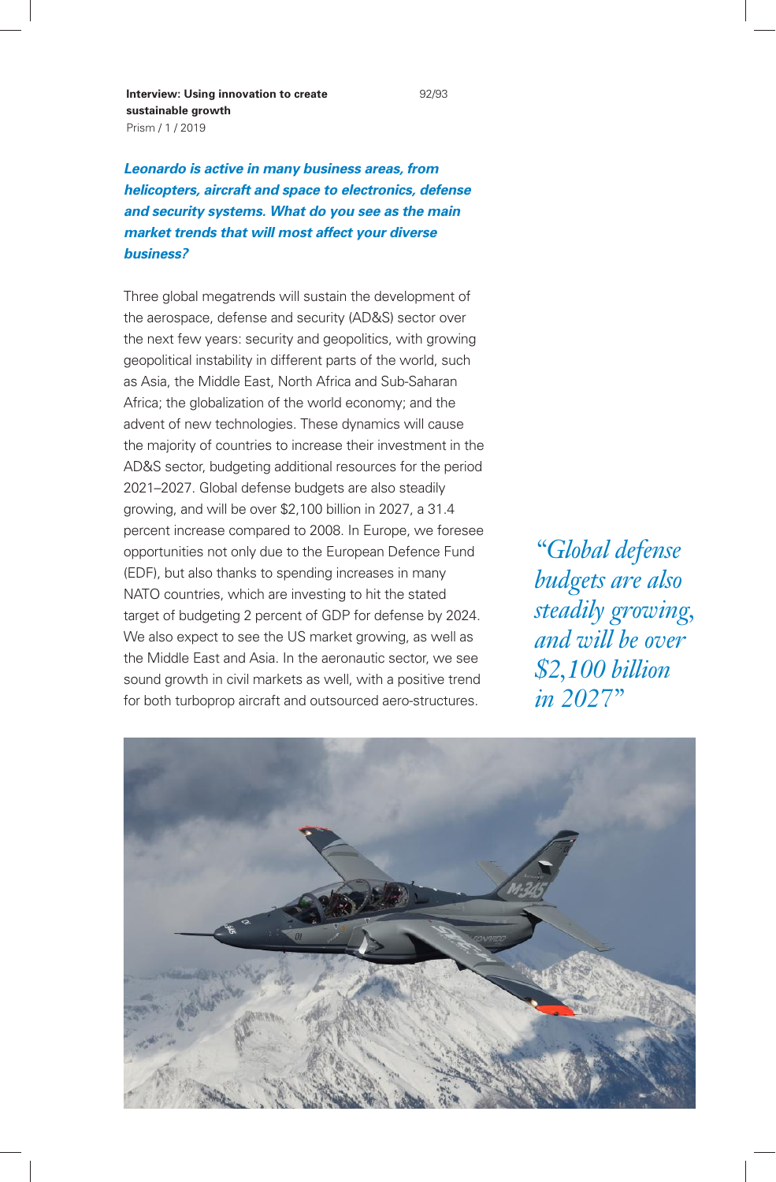***Leonardo is active in many business areas, from helicopters, aircraft and space to electronics, defense and security systems. What do you see as the main market trends that will most affect your diverse business?***

Three global megatrends will sustain the development of the aerospace, defense and security (AD&S) sector over the next few years: security and geopolitics, with growing geopolitical instability in different parts of the world, such as Asia, the Middle East, North Africa and Sub-Saharan Africa; the globalization of the world economy; and the advent of new technologies. These dynamics will cause the majority of countries to increase their investment in the AD&S sector, budgeting additional resources for the period 2021–2027. Global defense budgets are also steadily growing, and will be over $2,100 billion in 2027, a 31.4 percent increase compared to 2008. In Europe, we foresee opportunities not only due to the European Defence Fund (EDF), but also thanks to spending increases in many NATO countries, which are investing to hit the stated target of budgeting 2 percent of GDP for defense by 2024. We also expect to see the US market growing, as well as the Middle East and Asia. In the aeronautic sector, we see sound growth in civil markets as well, with a positive trend for both turboprop aircraft and outsourced aero-structures.

*"Global defense budgets are also steadily growing, and will be over $2,100 billion in 2027"*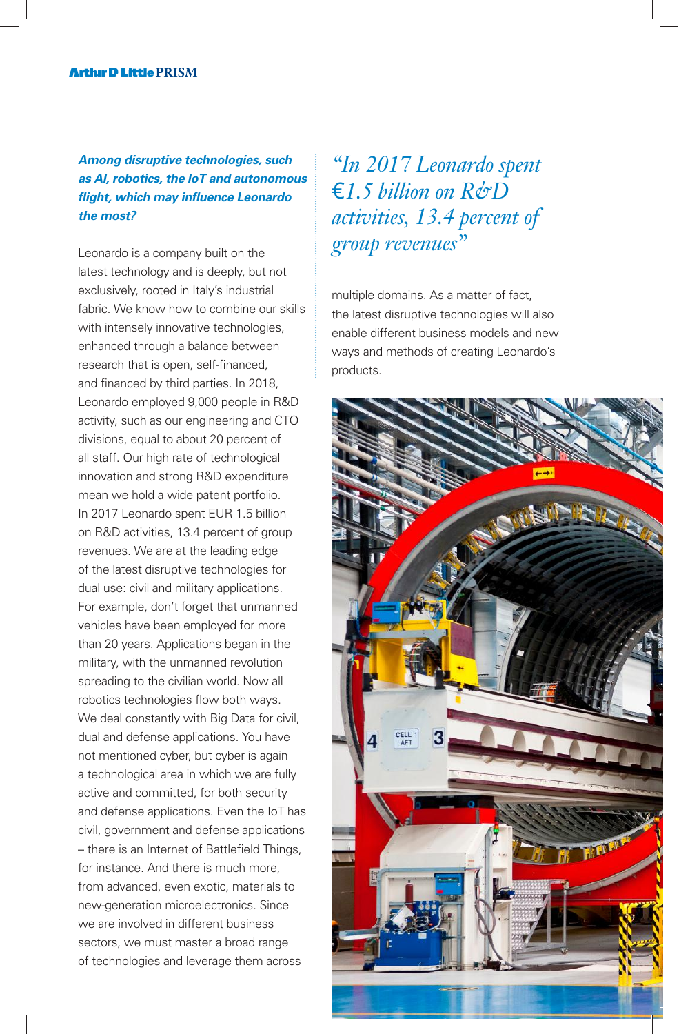***Among disruptive technologies, such as AI, robotics, the IoT and autonomous flight, which may influence Leonardo the most?***

Leonardo is a company built on the latest technology and is deeply, but not exclusively, rooted in Italy's industrial fabric. We know how to combine our skills with intensely innovative technologies, enhanced through a balance between research that is open, self-financed, and financed by third parties. In 2018, Leonardo employed 9,000 people in R&D activity, such as our engineering and CTO divisions, equal to about 20 percent of all staff. Our high rate of technological innovation and strong R&D expenditure mean we hold a wide patent portfolio. In 2017 Leonardo spent EUR 1.5 billion on R&D activities, 13.4 percent of group revenues. We are at the leading edge of the latest disruptive technologies for dual use: civil and military applications. For example, don't forget that unmanned vehicles have been employed for more than 20 years. Applications began in the military, with the unmanned revolution spreading to the civilian world. Now all robotics technologies flow both ways. We deal constantly with Big Data for civil, dual and defense applications. You have not mentioned cyber, but cyber is again a technological area in which we are fully active and committed, for both security and defense applications. Even the IoT has civil, government and defense applications – there is an Internet of Battlefield Things, for instance. And there is much more, from advanced, even exotic, materials to new-generation microelectronics. Since we are involved in different business sectors, we must master a broad range of technologies and leverage them across multiple domains. As a matter of fact, the latest disruptive technologies will also enable different business models and new ways and methods of creating Leonardo's products.

*"In 2017 Leonardo spent €1.5 billion on R&D activities, 13.4 percent of group revenues"*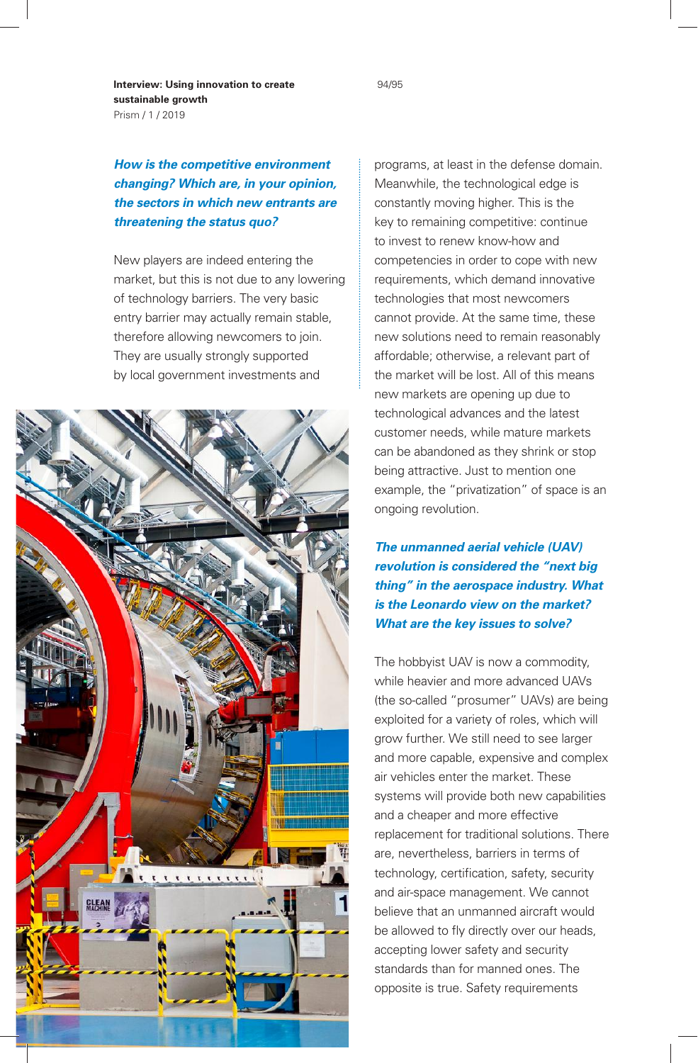***How is the competitive environment changing? Which are, in your opinion, the sectors in which new entrants are threatening the status quo?***

New players are indeed entering the market, but this is not due to any lowering of technology barriers. The very basic entry barrier may actually remain stable, therefore allowing newcomers to join. They are usually strongly supported by local government investments and programs, at least in the defense domain. Meanwhile, the technological edge is constantly moving higher. This is the key to remaining competitive: continue to invest to renew know-how and competencies in order to cope with new requirements, which demand innovative technologies that most newcomers cannot provide. At the same time, these new solutions need to remain reasonably affordable; otherwise, a relevant part of the market will be lost. All of this means new markets are opening up due to technological advances and the latest customer needs, while mature markets can be abandoned as they shrink or stop being attractive. Just to mention one example, the "privatization" of space is an ongoing revolution.

***The unmanned aerial vehicle (UAV) revolution is considered the "next big thing" in the aerospace industry. What is the Leonardo view on the market? What are the key issues to solve?***

The hobbyist UAV is now a commodity, while heavier and more advanced UAVs (the so-called "prosumer" UAVs) are being exploited for a variety of roles, which will grow further. We still need to see larger and more capable, expensive and complex air vehicles enter the market. These systems will provide both new capabilities and a cheaper and more effective replacement for traditional solutions. There are, nevertheless, barriers in terms of technology, certification, safety, security and air-space management. We cannot believe that an unmanned aircraft would be allowed to fly directly over our heads, accepting lower safety and security standards than for manned ones. The opposite is true. Safety requirements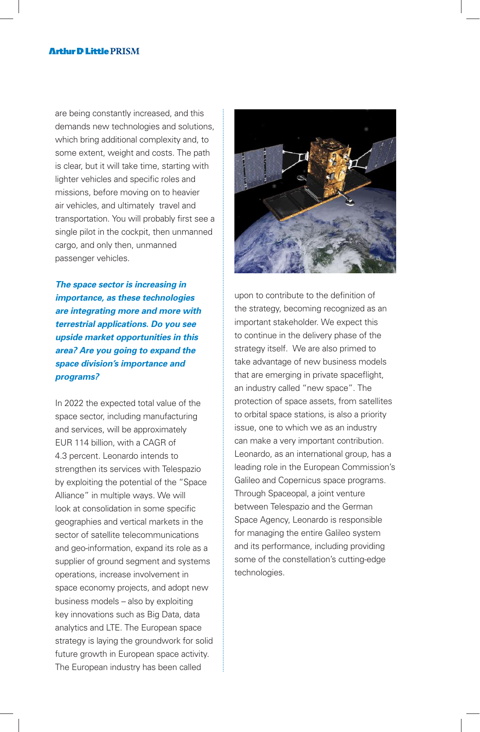are being constantly increased, and this demands new technologies and solutions, which bring additional complexity and, to some extent, weight and costs. The path is clear, but it will take time, starting with lighter vehicles and specific roles and missions, before moving on to heavier air vehicles, and ultimately travel and transportation. You will probably first see a single pilot in the cockpit, then unmanned cargo, and only then, unmanned passenger vehicles.

***The space sector is increasing in importance, as these technologies are integrating more and more with terrestrial applications. Do you see upside market opportunities in this area? Are you going to expand the space division's importance and programs?***

In 2022 the expected total value of the space sector, including manufacturing and services, will be approximately EUR 114 billion, with a CAGR of 4.3 percent. Leonardo intends to strengthen its services with Telespazio by exploiting the potential of the "Space Alliance" in multiple ways. We will look at consolidation in some specific geographies and vertical markets in the sector of satellite telecommunications and geo-information, expand its role as a supplier of ground segment and systems operations, increase involvement in space economy projects, and adopt new business models – also by exploiting key innovations such as Big Data, data analytics and LTE. The European space strategy is laying the groundwork for solid future growth in European space activity. The European industry has been called upon to contribute to the definition of the strategy, becoming recognized as an important stakeholder. We expect this to continue in the delivery phase of the strategy itself. We are also primed to take advantage of new business models that are emerging in private spaceflight, an industry called "new space". The protection of space assets, from satellites to orbital space stations, is also a priority issue, one to which we as an industry can make a very important contribution. Leonardo, as an international group, has a leading role in the European Commission's Galileo and Copernicus space programs. Through Spaceopal, a joint venture between Telespazio and the German Space Agency, Leonardo is responsible for managing the entire Galileo system and its performance, including providing some of the constellation's cutting-edge technologies.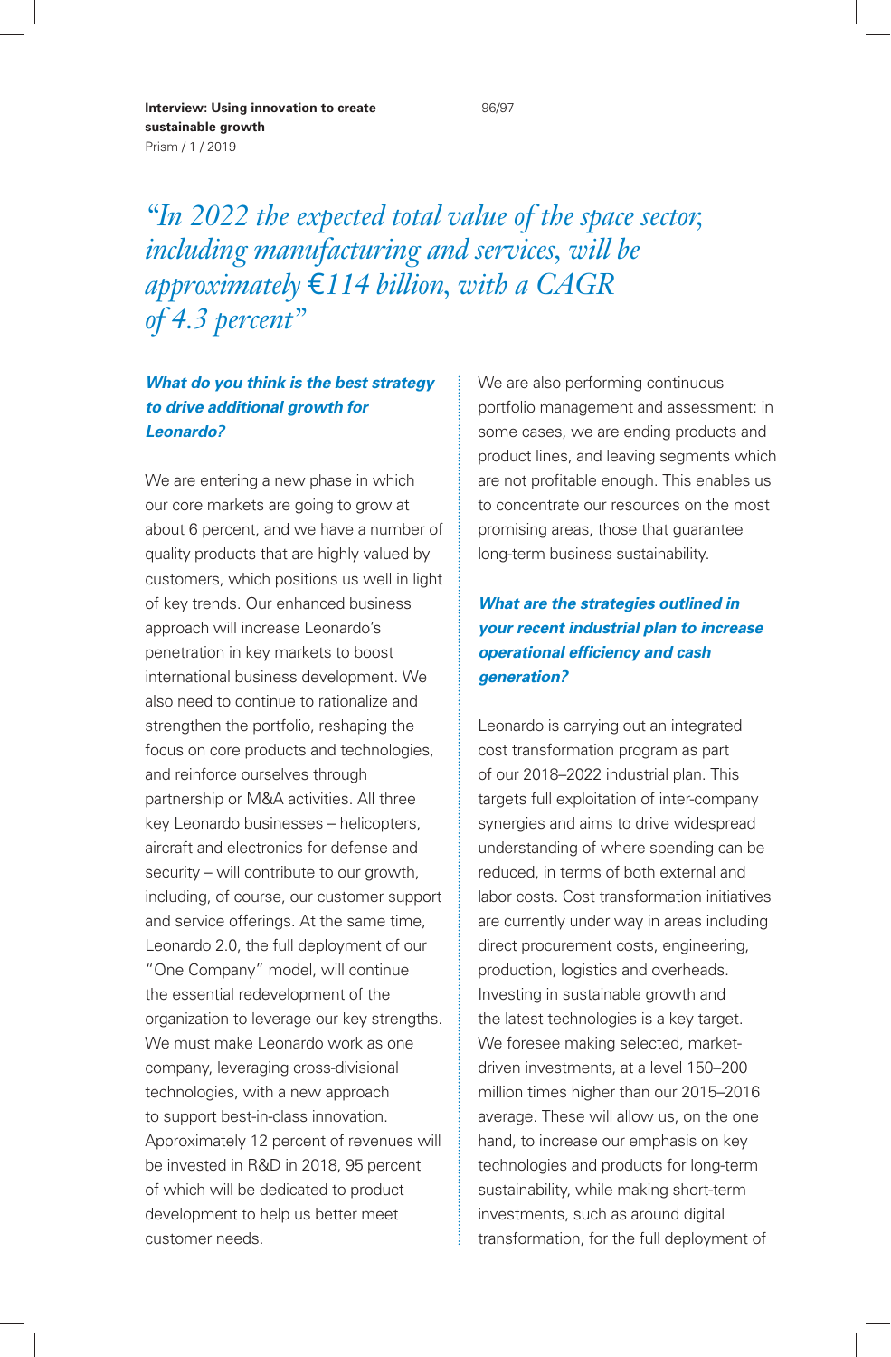*“In 2022 the expected total value of the space sector, including manufacturing and services, will be approximately €114 billion, with a CAGR of 4.3 percent”*

***What do you think is the best strategy to drive additional growth for Leonardo?***

We are entering a new phase in which our core markets are going to grow at about 6 percent, and we have a number of quality products that are highly valued by customers, which positions us well in light of key trends. Our enhanced business approach will increase Leonardo’s penetration in key markets to boost international business development. We also need to continue to rationalize and strengthen the portfolio, reshaping the focus on core products and technologies, and reinforce ourselves through partnership or M&A activities. All three key Leonardo businesses – helicopters, aircraft and electronics for defense and security – will contribute to our growth, including, of course, our customer support and service offerings. At the same time, Leonardo 2.0, the full deployment of our “One Company” model, will continue the essential redevelopment of the organization to leverage our key strengths. We must make Leonardo work as one company, leveraging cross-divisional technologies, with a new approach to support best-in-class innovation. Approximately 12 percent of revenues will be invested in R&D in 2018, 95 percent of which will be dedicated to product development to help us better meet customer needs.

We are also performing continuous portfolio management and assessment: in some cases, we are ending products and product lines, and leaving segments which are not profitable enough. This enables us to concentrate our resources on the most promising areas, those that guarantee long-term business sustainability.

***What are the strategies outlined in your recent industrial plan to increase operational efficiency and cash generation?***

Leonardo is carrying out an integrated cost transformation program as part of our 2018–2022 industrial plan. This targets full exploitation of inter-company synergies and aims to drive widespread understanding of where spending can be reduced, in terms of both external and labor costs. Cost transformation initiatives are currently under way in areas including direct procurement costs, engineering, production, logistics and overheads. Investing in sustainable growth and the latest technologies is a key target. We foresee making selected, market-driven investments, at a level 150–200 million times higher than our 2015–2016 average. These will allow us, on the one hand, to increase our emphasis on key technologies and products for long-term sustainability, while making short-term investments, such as around digital transformation, for the full deployment of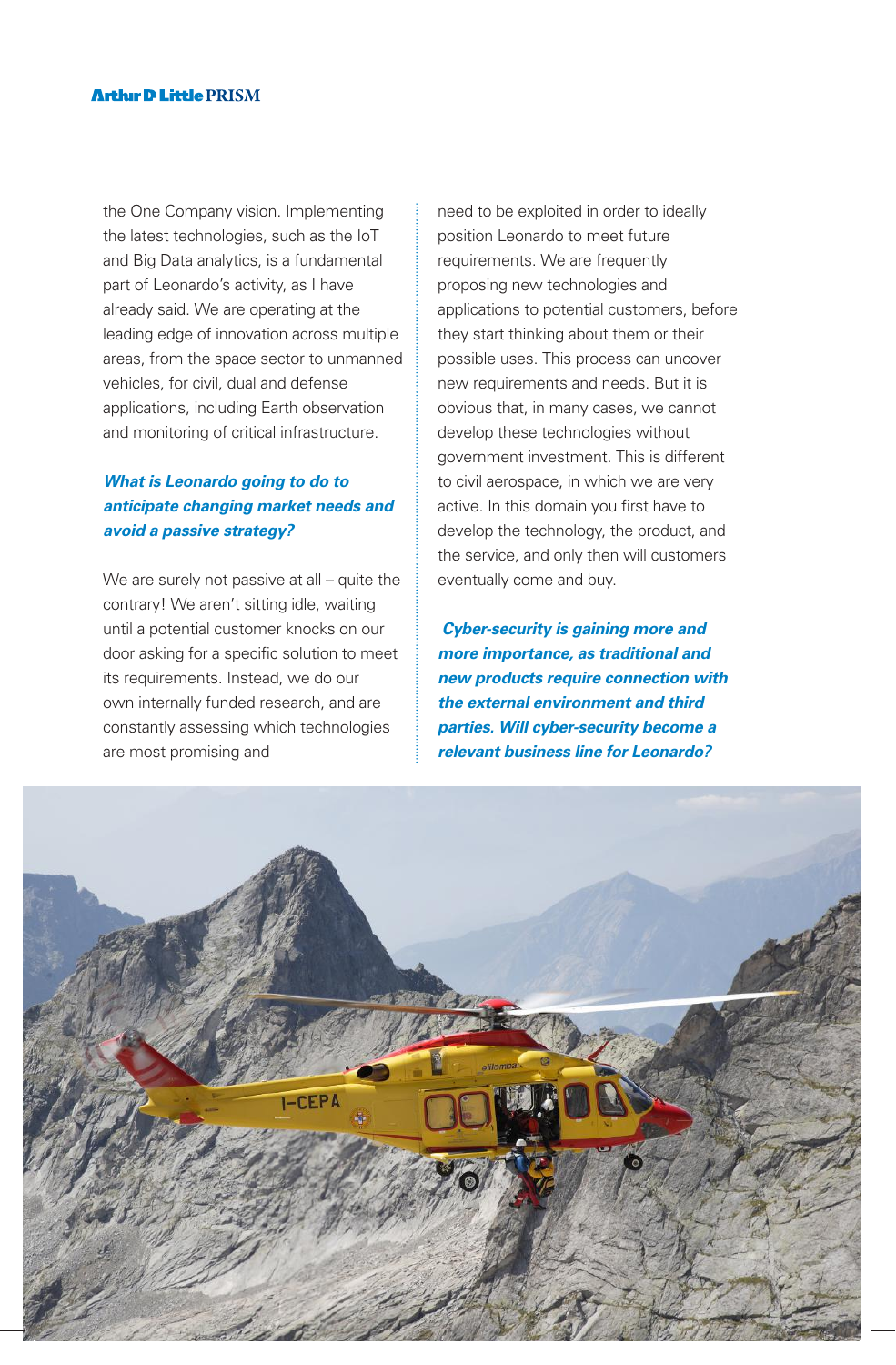the One Company vision. Implementing the latest technologies, such as the IoT and Big Data analytics, is a fundamental part of Leonardo's activity, as I have already said. We are operating at the leading edge of innovation across multiple areas, from the space sector to unmanned vehicles, for civil, dual and defense applications, including Earth observation and monitoring of critical infrastructure.

***What is Leonardo going to do to anticipate changing market needs and avoid a passive strategy?***

We are surely not passive at all – quite the contrary! We aren't sitting idle, waiting until a potential customer knocks on our door asking for a specific solution to meet its requirements. Instead, we do our own internally funded research, and are constantly assessing which technologies are most promising and need to be exploited in order to ideally position Leonardo to meet future requirements. We are frequently proposing new technologies and applications to potential customers, before they start thinking about them or their possible uses. This process can uncover new requirements and needs. But it is obvious that, in many cases, we cannot develop these technologies without government investment. This is different to civil aerospace, in which we are very active. In this domain you first have to develop the technology, the product, and the service, and only then will customers eventually come and buy.

***Cyber-security is gaining more and more importance, as traditional and new products require connection with the external environment and third parties. Will cyber-security become a relevant business line for Leonardo?***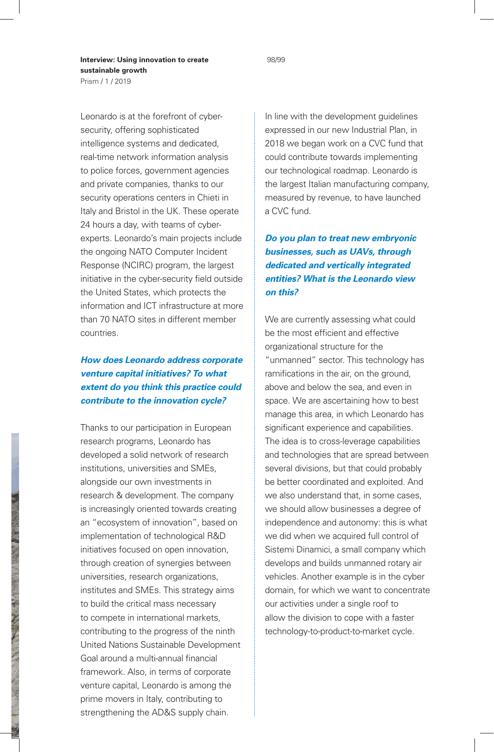Leonardo is at the forefront of cyber-security, offering sophisticated intelligence systems and dedicated, real-time network information analysis to police forces, government agencies and private companies, thanks to our security operations centers in Chieti in Italy and Bristol in the UK. These operate 24 hours a day, with teams of cyber-experts. Leonardo's main projects include the ongoing NATO Computer Incident Response (NCIRC) program, the largest initiative in the cyber-security field outside the United States, which protects the information and ICT infrastructure at more than 70 NATO sites in different member countries.

***How does Leonardo address corporate venture capital initiatives? To what extent do you think this practice could contribute to the innovation cycle?***

Thanks to our participation in European research programs, Leonardo has developed a solid network of research institutions, universities and SMEs, alongside our own investments in research & development. The company is increasingly oriented towards creating an "ecosystem of innovation", based on implementation of technological R&D initiatives focused on open innovation, through creation of synergies between universities, research organizations, institutes and SMEs. This strategy aims to build the critical mass necessary to compete in international markets, contributing to the progress of the ninth United Nations Sustainable Development Goal around a multi-annual financial framework. Also, in terms of corporate venture capital, Leonardo is among the prime movers in Italy, contributing to strengthening the AD&S supply chain.

In line with the development guidelines expressed in our new Industrial Plan, in 2018 we began work on a CVC fund that could contribute towards implementing our technological roadmap. Leonardo is the largest Italian manufacturing company, measured by revenue, to have launched a CVC fund.

***Do you plan to treat new embryonic businesses, such as UAVs, through dedicated and vertically integrated entities? What is the Leonardo view on this?***

We are currently assessing what could be the most efficient and effective organizational structure for the "unmanned" sector. This technology has ramifications in the air, on the ground, above and below the sea, and even in space. We are ascertaining how to best manage this area, in which Leonardo has significant experience and capabilities. The idea is to cross-leverage capabilities and technologies that are spread between several divisions, but that could probably be better coordinated and exploited. And we also understand that, in some cases, we should allow businesses a degree of independence and autonomy: this is what we did when we acquired full control of Sistemi Dinamici, a small company which develops and builds unmanned rotary air vehicles. Another example is in the cyber domain, for which we want to concentrate our activities under a single roof to allow the division to cope with a faster technology-to-product-to-market cycle.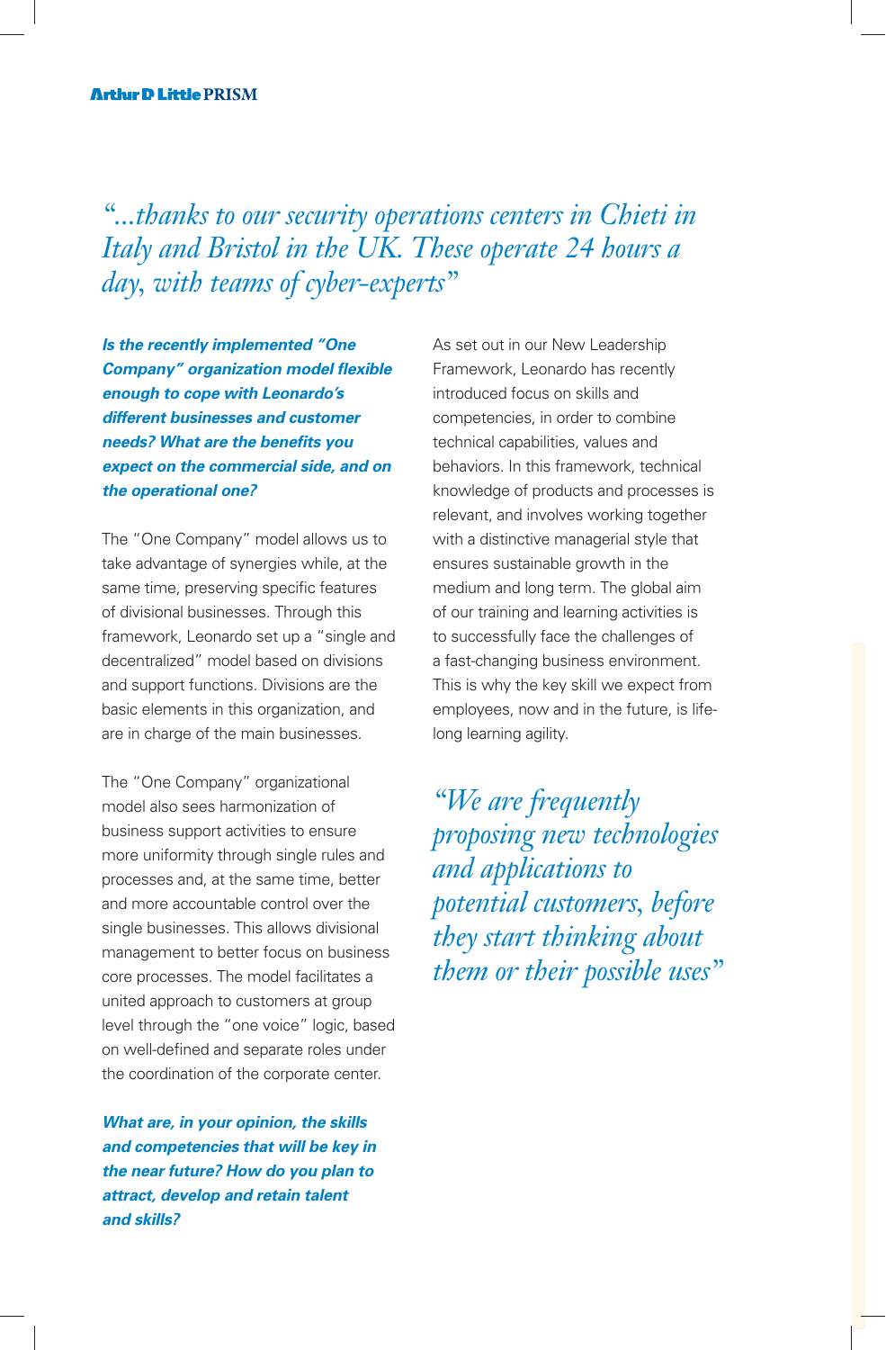*"...thanks to our security operations centers in Chieti in Italy and Bristol in the UK. These operate 24 hours a day, with teams of cyber-experts"*

***Is the recently implemented "One Company" organization model flexible enough to cope with Leonardo's different businesses and customer needs? What are the benefits you expect on the commercial side, and on the operational one?***

The "One Company" model allows us to take advantage of synergies while, at the same time, preserving specific features of divisional businesses. Through this framework, Leonardo set up a "single and decentralized" model based on divisions and support functions. Divisions are the basic elements in this organization, and are in charge of the main businesses.

The "One Company" organizational model also sees harmonization of business support activities to ensure more uniformity through single rules and processes and, at the same time, better and more accountable control over the single businesses. This allows divisional management to better focus on business core processes. The model facilitates a united approach to customers at group level through the "one voice" logic, based on well-defined and separate roles under the coordination of the corporate center.

***What are, in your opinion, the skills and competencies that will be key in the near future? How do you plan to attract, develop and retain talent and skills?***

As set out in our New Leadership Framework, Leonardo has recently introduced focus on skills and competencies, in order to combine technical capabilities, values and behaviors. In this framework, technical knowledge of products and processes is relevant, and involves working together with a distinctive managerial style that ensures sustainable growth in the medium and long term. The global aim of our training and learning activities is to successfully face the challenges of a fast-changing business environment. This is why the key skill we expect from employees, now and in the future, is life-long learning agility.

*"We are frequently proposing new technologies and applications to potential customers, before they start thinking about them or their possible uses"*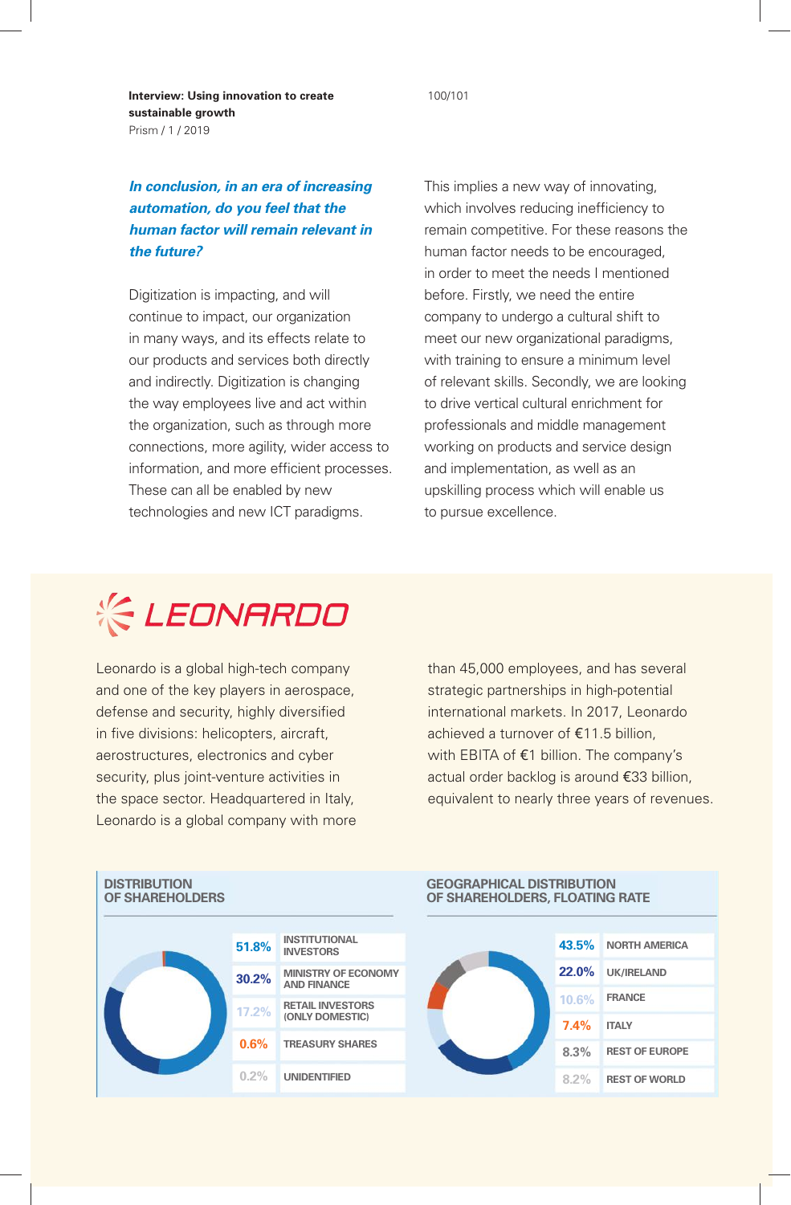***In conclusion, in an era of increasing automation, do you feel that the human factor will remain relevant in the future?***

Digitization is impacting, and will continue to impact, our organization in many ways, and its effects relate to our products and services both directly and indirectly. Digitization is changing the way employees live and act within the organization, such as through more connections, more agility, wider access to information, and more efficient processes. These can all be enabled by new technologies and new ICT paradigms.

This implies a new way of innovating, which involves reducing inefficiency to remain competitive. For these reasons the human factor needs to be encouraged, in order to meet the needs I mentioned before. Firstly, we need the entire company to undergo a cultural shift to meet our new organizational paradigms, with training to ensure a minimum level of relevant skills. Secondly, we are looking to drive vertical cultural enrichment for professionals and middle management working on products and service design and implementation, as well as an upskilling process which will enable us to pursue excellence.

## LEONARDO

Leonardo is a global high-tech company and one of the key players in aerospace, defense and security, highly diversified in five divisions: helicopters, aircraft, aerostructures, electronics and cyber security, plus joint-venture activities in the space sector. Headquartered in Italy, Leonardo is a global company with more than 45,000 employees, and has several strategic partnerships in high-potential international markets. In 2017, Leonardo achieved a turnover of €11.5 billion, with EBITA of €1 billion. The company's actual order backlog is around €33 billion, equivalent to nearly three years of revenues.

**DISTRIBUTION OF SHAREHOLDERS**

| Share | Shareholders |
| --- | --- |
| 51.8% | INSTITUTIONAL INVESTORS |
| 30.2% | MINISTRY OF ECONOMY AND FINANCE |
| 17.2% | RETAIL INVESTORS (ONLY DOMESTIC) |
| 0.6% | TREASURY SHARES |
| 0.2% | UNIDENTIFIED |

**GEOGRAPHICAL DISTRIBUTION OF SHAREHOLDERS, FLOATING RATE**

| Share | Region |
| --- | --- |
| 43.5% | NORTH AMERICA |
| 22.0% | UK/IRELAND |
| 10.6% | FRANCE |
| 7.4% | ITALY |
| 8.3% | REST OF EUROPE |
| 8.2% | REST OF WORLD |